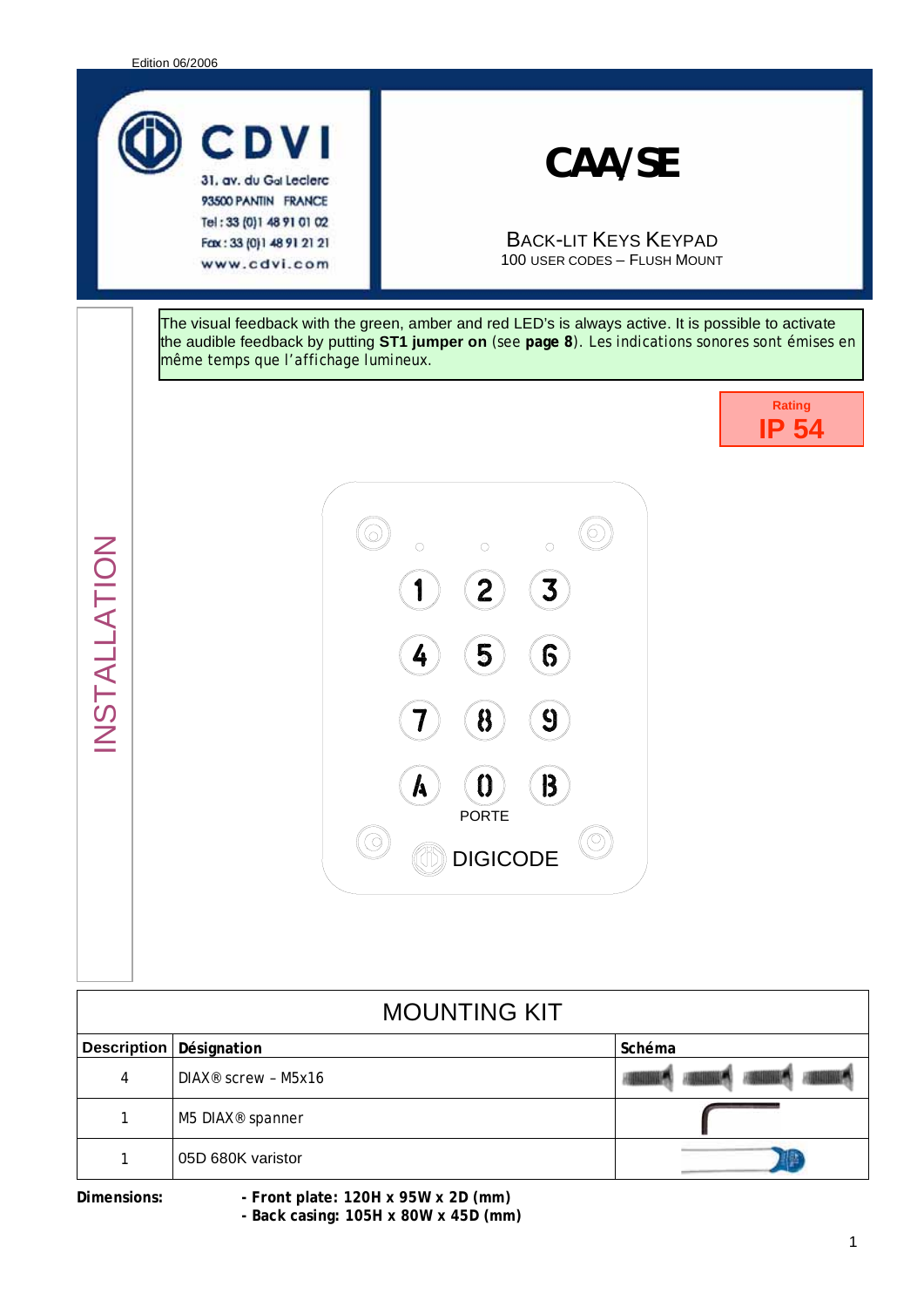Edition 06/2006

CDVI
31, av. du Gal Leclerc
93500 PANTIN FRANCE
Tel : 33 (0)1 48 91 01 02
Fax : 33 (0)1 48 91 21 21
www.cdvi.com

# CAA/SE

## BACK-LIT KEYS KEYPAD

100 USER CODES – FLUSH MOUNT

INSTALLATION

The visual feedback with the green, amber and red LED's is always active. It is possible to activate the audible feedback by putting **ST1 jumper on** (see **page 8**). Les indications sonores sont émises en même temps que l'affichage lumineux.

Rating
**IP 54**

1 2 3
4 5 6
7 8 9
A 0 B

PORTE

DIGICODE

## MOUNTING KIT

| Description | Désignation | Schéma |
|---|---|---|
| 4 | DIAX® screw – M5x16 | |
| 1 | M5 DIAX® spanner | |
| 1 | 05D 680K varistor | |

**Dimensions:** **- Front plate: 120H x 95W x 2D (mm)**
**- Back casing: 105H x 80W x 45D (mm)**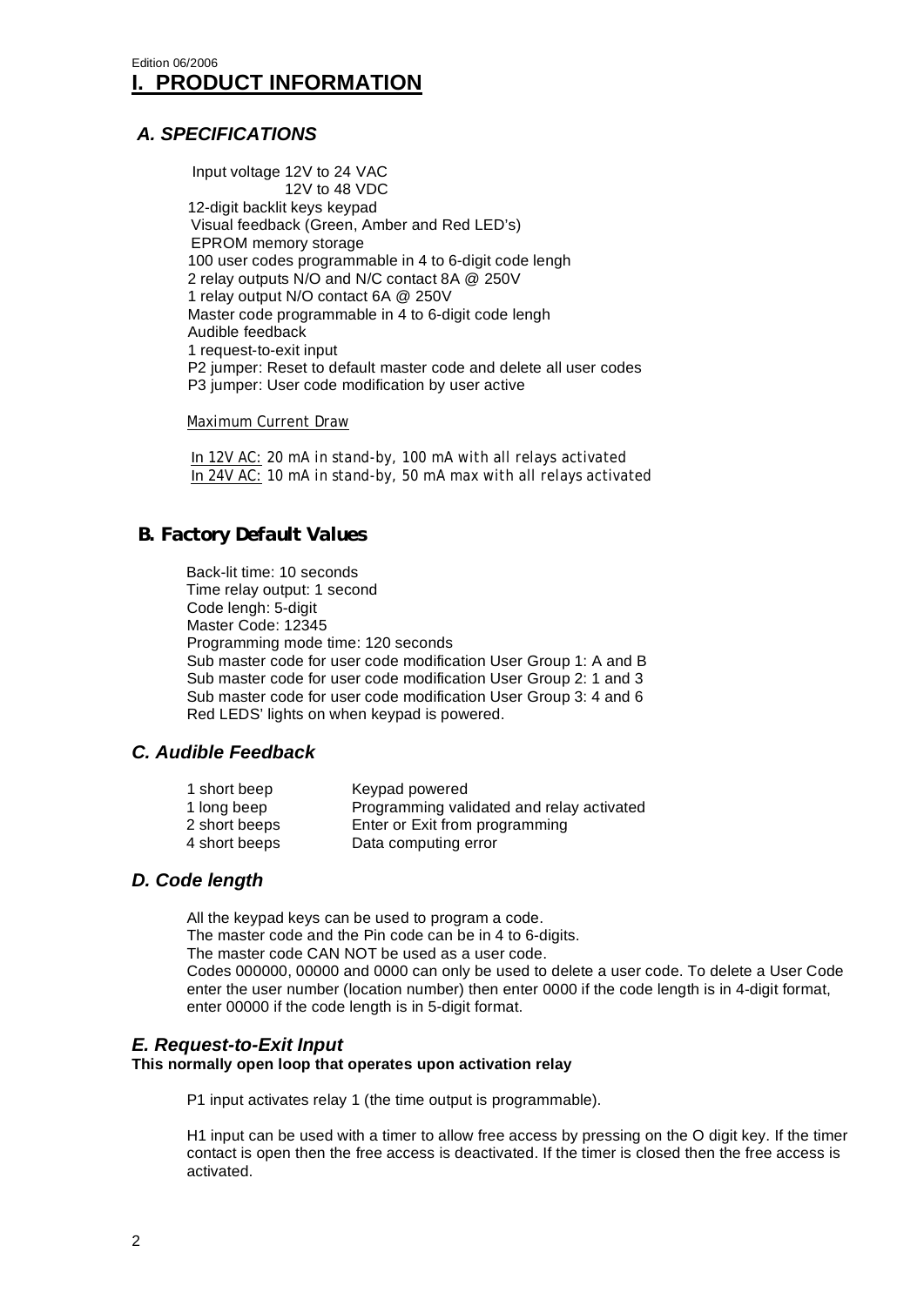Edition 06/2006

# I. PRODUCT INFORMATION

## *A. SPECIFICATIONS*

Input voltage 12V to 24 VAC
12V to 48 VDC
12-digit backlit keys keypad
Visual feedback (Green, Amber and Red LED's)
EPROM memory storage
100 user codes programmable in 4 to 6-digit code lengh
2 relay outputs N/O and N/C contact 8A @ 250V
1 relay output N/O contact 6A @ 250V
Master code programmable in 4 to 6-digit code lengh
Audible feedback
1 request-to-exit input
P2 jumper: Reset to default master code and delete all user codes
P3 jumper: User code modification by user active

Maximum Current Draw

*In 12V AC: 20 mA in stand-by, 100 mA with all relays activated*
*In 24V AC: 10 mA in stand-by, 50 mA max with all relays activated*

## B. Factory Default Values

Back-lit time: 10 seconds
Time relay output: 1 second
Code lengh: 5-digit
Master Code: 12345
Programming mode time: 120 seconds
Sub master code for user code modification User Group 1: A and B
Sub master code for user code modification User Group 2: 1 and 3
Sub master code for user code modification User Group 3: 4 and 6
Red LEDS' lights on when keypad is powered.

## *C. Audible Feedback*

| | |
|---|---|
| 1 short beep | Keypad powered |
| 1 long beep | Programming validated and relay activated |
| 2 short beeps | Enter or Exit from programming |
| 4 short beeps | Data computing error |

## *D. Code length*

All the keypad keys can be used to program a code.
The master code and the Pin code can be in 4 to 6-digits.
The master code CAN NOT be used as a user code.
Codes 000000, 00000 and 0000 can only be used to delete a user code. To delete a User Code enter the user number (location number) then enter 0000 if the code length is in 4-digit format, enter 00000 if the code length is in 5-digit format.

## *E. Request-to-Exit Input*

**This normally open loop that operates upon activation relay**

P1 input activates relay 1 (the time output is programmable).

H1 input can be used with a timer to allow free access by pressing on the O digit key. If the timer contact is open then the free access is deactivated. If the timer is closed then the free access is activated.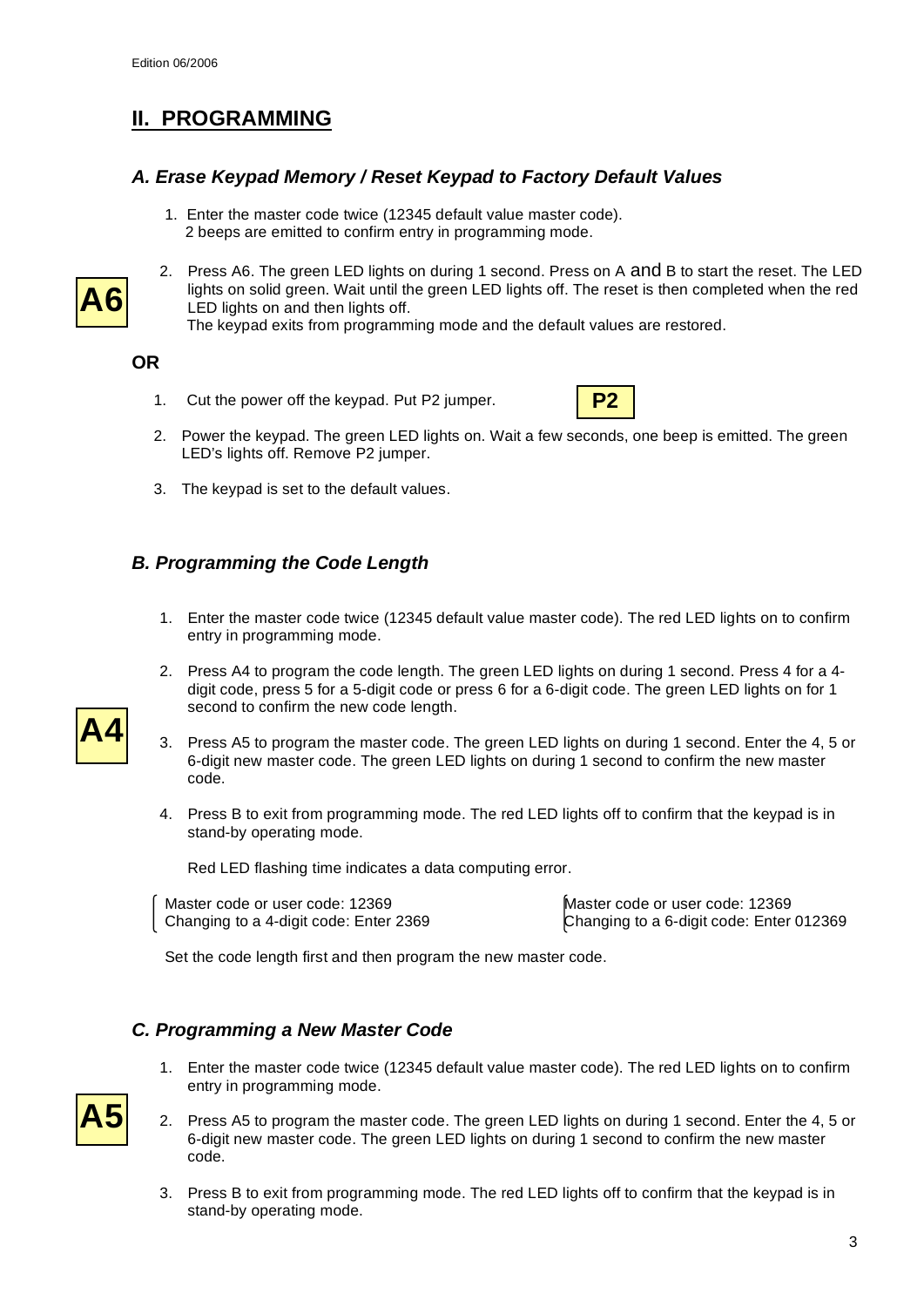Edition 06/2006

## II. PROGRAMMING

### *A. Erase Keypad Memory / Reset Keypad to Factory Default Values*

**A6**

1. Enter the master code twice (12345 default value master code).
   2 beeps are emitted to confirm entry in programming mode.
2. Press A6. The green LED lights on during 1 second. Press on A and B to start the reset. The LED lights on solid green. Wait until the green LED lights off. The reset is then completed when the red LED lights on and then lights off.
   The keypad exits from programming mode and the default values are restored.

**OR**

**P2**

1. Cut the power off the keypad. Put P2 jumper.
2. Power the keypad. The green LED lights on. Wait a few seconds, one beep is emitted. The green LED's lights off. Remove P2 jumper.
3. The keypad is set to the default values.

### *B. Programming the Code Length*

**A4**

1. Enter the master code twice (12345 default value master code). The red LED lights on to confirm entry in programming mode.
2. Press A4 to program the code length. The green LED lights on during 1 second. Press 4 for a 4-digit code, press 5 for a 5-digit code or press 6 for a 6-digit code. The green LED lights on for 1 second to confirm the new code length.
3. Press A5 to program the master code. The green LED lights on during 1 second. Enter the 4, 5 or 6-digit new master code. The green LED lights on during 1 second to confirm the new master code.
4. Press B to exit from programming mode. The red LED lights off to confirm that the keypad is in stand-by operating mode.

   Red LED flashing time indicates a data computing error.

Master code or user code: 12369
Changing to a 4-digit code: Enter 2369

Master code or user code: 12369
Changing to a 6-digit code: Enter 012369

Set the code length first and then program the new master code.

### *C. Programming a New Master Code*

**A5**

1. Enter the master code twice (12345 default value master code). The red LED lights on to confirm entry in programming mode.
2. Press A5 to program the master code. The green LED lights on during 1 second. Enter the 4, 5 or 6-digit new master code. The green LED lights on during 1 second to confirm the new master code.
3. Press B to exit from programming mode. The red LED lights off to confirm that the keypad is in stand-by operating mode.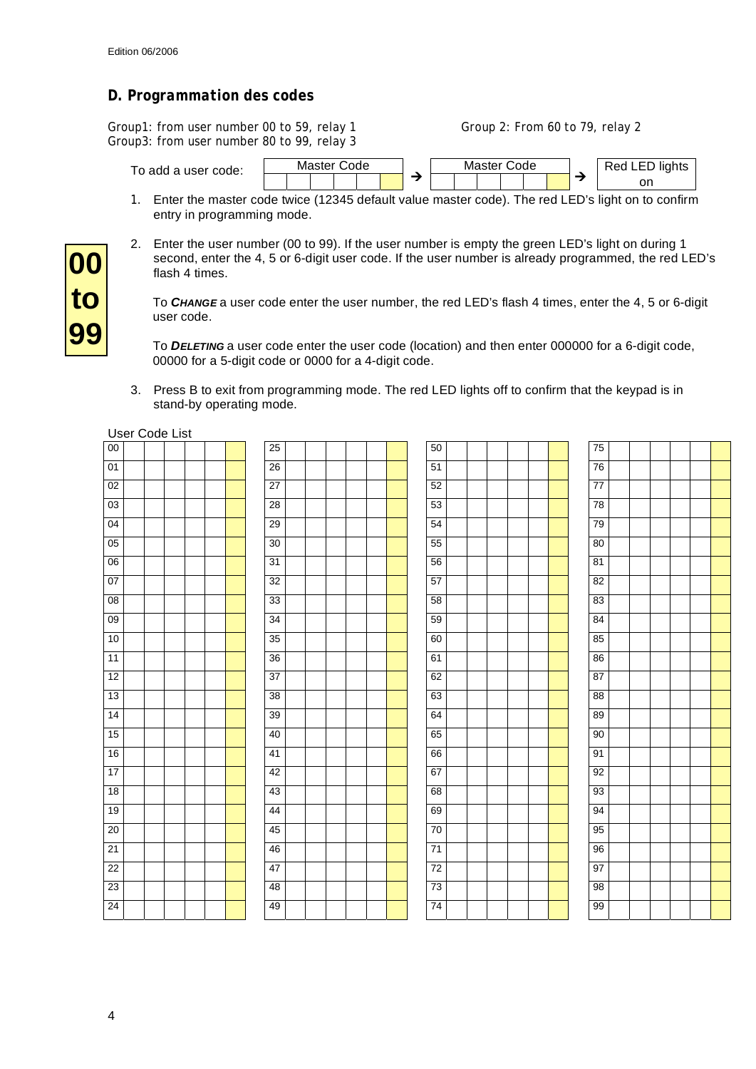Edition 06/2006

## D. Programmation des codes

Group1: from user number 00 to 59, relay 1

Group 2: From 60 to 79, relay 2

Group3: from user number 80 to 99, relay 3

To add a user code: | Master Code | → | Master Code | → | Red LED lights on |

1. Enter the master code twice (12345 default value master code). The red LED's light on to confirm entry in programming mode.

**00 to 99**

2. Enter the user number (00 to 99). If the user number is empty the green LED's light on during 1 second, enter the 4, 5 or 6-digit user code. If the user number is already programmed, the red LED's flash 4 times.

   To ***CHANGE*** a user code enter the user number, the red LED's flash 4 times, enter the 4, 5 or 6-digit user code.

   To ***DELETING*** a user code enter the user code (location) and then enter 000000 for a 6-digit code, 00000 for a 5-digit code or 0000 for a 4-digit code.

3. Press B to exit from programming mode. The red LED lights off to confirm that the keypad is in stand-by operating mode.

User Code List

| | | | | | | | | | | | | | | | | | | | | | | | | | | |
|---|---|---|---|---|---|---|---|---|---|---|---|---|---|---|---|---|---|---|---|---|---|---|---|---|---|---|
| 00 | | | | | | | 25 | | | | | | | 50 | | | | | | | 75 | | | | | |
| 01 | | | | | | | 26 | | | | | | | 51 | | | | | | | 76 | | | | | |
| 02 | | | | | | | 27 | | | | | | | 52 | | | | | | | 77 | | | | | |
| 03 | | | | | | | 28 | | | | | | | 53 | | | | | | | 78 | | | | | |
| 04 | | | | | | | 29 | | | | | | | 54 | | | | | | | 79 | | | | | |
| 05 | | | | | | | 30 | | | | | | | 55 | | | | | | | 80 | | | | | |
| 06 | | | | | | | 31 | | | | | | | 56 | | | | | | | 81 | | | | | |
| 07 | | | | | | | 32 | | | | | | | 57 | | | | | | | 82 | | | | | |
| 08 | | | | | | | 33 | | | | | | | 58 | | | | | | | 83 | | | | | |
| 09 | | | | | | | 34 | | | | | | | 59 | | | | | | | 84 | | | | | |
| 10 | | | | | | | 35 | | | | | | | 60 | | | | | | | 85 | | | | | |
| 11 | | | | | | | 36 | | | | | | | 61 | | | | | | | 86 | | | | | |
| 12 | | | | | | | 37 | | | | | | | 62 | | | | | | | 87 | | | | | |
| 13 | | | | | | | 38 | | | | | | | 63 | | | | | | | 88 | | | | | |
| 14 | | | | | | | 39 | | | | | | | 64 | | | | | | | 89 | | | | | |
| 15 | | | | | | | 40 | | | | | | | 65 | | | | | | | 90 | | | | | |
| 16 | | | | | | | 41 | | | | | | | 66 | | | | | | | 91 | | | | | |
| 17 | | | | | | | 42 | | | | | | | 67 | | | | | | | 92 | | | | | |
| 18 | | | | | | | 43 | | | | | | | 68 | | | | | | | 93 | | | | | |
| 19 | | | | | | | 44 | | | | | | | 69 | | | | | | | 94 | | | | | |
| 20 | | | | | | | 45 | | | | | | | 70 | | | | | | | 95 | | | | | |
| 21 | | | | | | | 46 | | | | | | | 71 | | | | | | | 96 | | | | | |
| 22 | | | | | | | 47 | | | | | | | 72 | | | | | | | 97 | | | | | |
| 23 | | | | | | | 48 | | | | | | | 73 | | | | | | | 98 | | | | | |
| 24 | | | | | | | 49 | | | | | | | 74 | | | | | | | 99 | | | | | |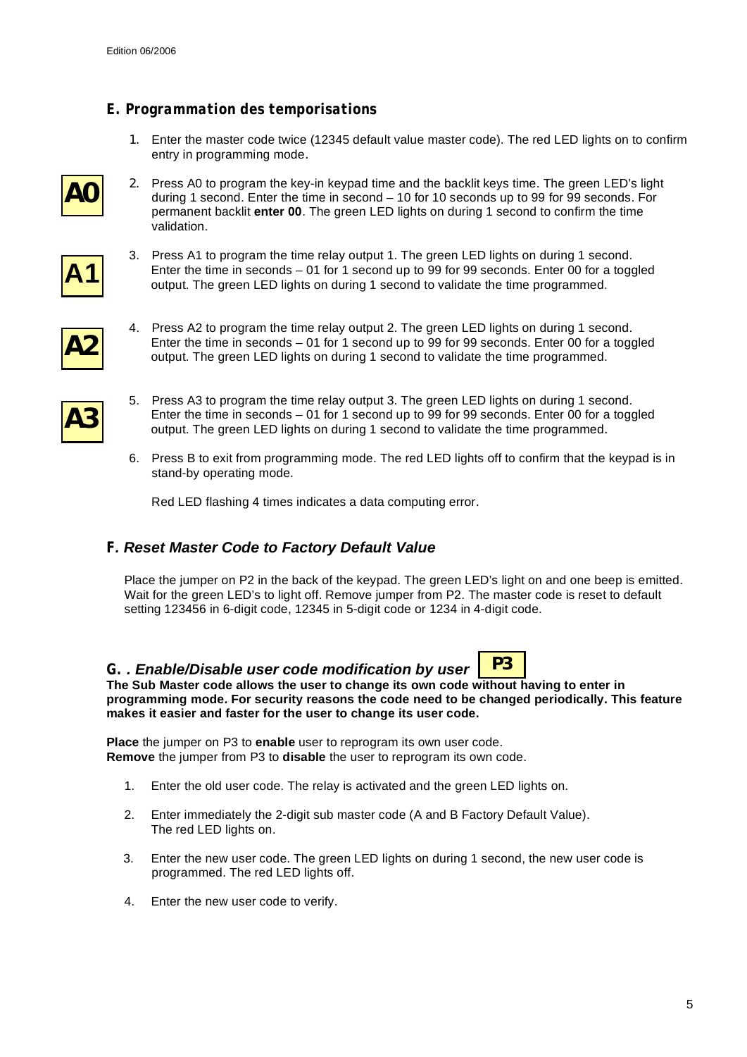## E. *Programmation des temporisations*

1. Enter the master code twice (12345 default value master code). The red LED lights on to confirm entry in programming mode.

**A0**

2. Press A0 to program the key-in keypad time and the backlit keys time. The green LED's light during 1 second. Enter the time in second – 10 for 10 seconds up to 99 for 99 seconds. For permanent backlit **enter 00**. The green LED lights on during 1 second to confirm the time validation.

**A1**

3. Press A1 to program the time relay output 1. The green LED lights on during 1 second. Enter the time in seconds – 01 for 1 second up to 99 for 99 seconds. Enter 00 for a toggled output. The green LED lights on during 1 second to validate the time programmed.

**A2**

4. Press A2 to program the time relay output 2. The green LED lights on during 1 second. Enter the time in seconds – 01 for 1 second up to 99 for 99 seconds. Enter 00 for a toggled output. The green LED lights on during 1 second to validate the time programmed.

**A3**

5. Press A3 to program the time relay output 3. The green LED lights on during 1 second. Enter the time in seconds – 01 for 1 second up to 99 for 99 seconds. Enter 00 for a toggled output. The green LED lights on during 1 second to validate the time programmed.

6. Press B to exit from programming mode. The red LED lights off to confirm that the keypad is in stand-by operating mode.

   Red LED flashing 4 times indicates a data computing error.

## F. *Reset Master Code to Factory Default Value*

Place the jumper on P2 in the back of the keypad. The green LED's light on and one beep is emitted. Wait for the green LED's to light off. Remove jumper from P2. The master code is reset to default setting 123456 in 6-digit code, 12345 in 5-digit code or 1234 in 4-digit code.

## G. . *Enable/Disable user code modification by user* **P3**

**The Sub Master code allows the user to change its own code without having to enter in programming mode. For security reasons the code need to be changed periodically. This feature makes it easier and faster for the user to change its user code.**

**Place** the jumper on P3 to **enable** user to reprogram its own user code.
**Remove** the jumper from P3 to **disable** the user to reprogram its own code.

1. Enter the old user code. The relay is activated and the green LED lights on.

2. Enter immediately the 2-digit sub master code (A and B Factory Default Value). The red LED lights on.

3. Enter the new user code. The green LED lights on during 1 second, the new user code is programmed. The red LED lights off.

4. Enter the new user code to verify.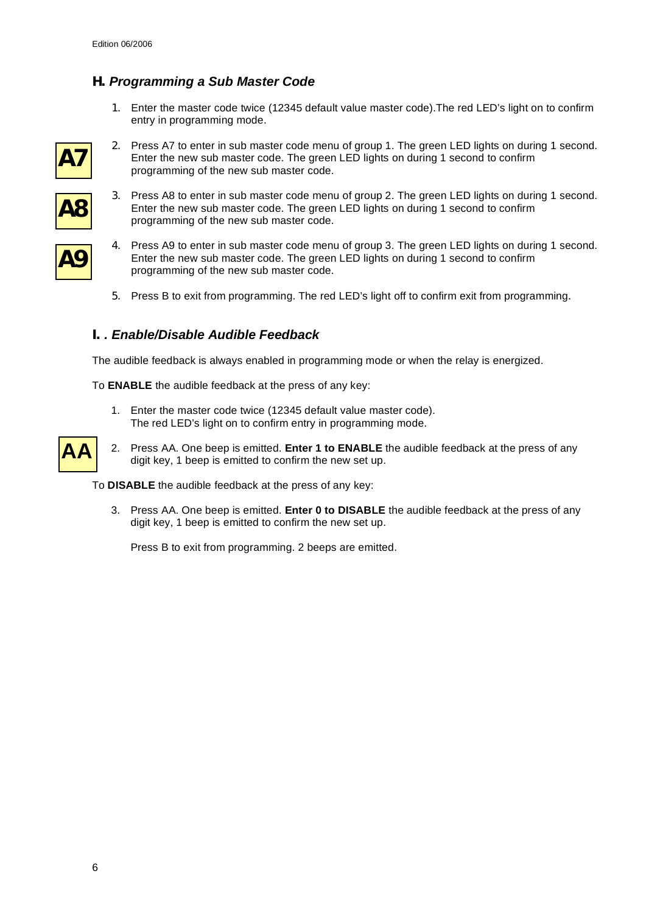## H. *Programming a Sub Master Code*

1. Enter the master code twice (12345 default value master code).The red LED's light on to confirm entry in programming mode.

**A7**

2. Press A7 to enter in sub master code menu of group 1. The green LED lights on during 1 second. Enter the new sub master code. The green LED lights on during 1 second to confirm programming of the new sub master code.

**A8**

3. Press A8 to enter in sub master code menu of group 2. The green LED lights on during 1 second. Enter the new sub master code. The green LED lights on during 1 second to confirm programming of the new sub master code.

**A9**

4. Press A9 to enter in sub master code menu of group 3. The green LED lights on during 1 second. Enter the new sub master code. The green LED lights on during 1 second to confirm programming of the new sub master code.

5. Press B to exit from programming. The red LED's light off to confirm exit from programming.

## I. . *Enable/Disable Audible Feedback*

The audible feedback is always enabled in programming mode or when the relay is energized.

To **ENABLE** the audible feedback at the press of any key:

1. Enter the master code twice (12345 default value master code).
   The red LED's light on to confirm entry in programming mode.

**AA**

2. Press AA. One beep is emitted. **Enter 1 to ENABLE** the audible feedback at the press of any digit key, 1 beep is emitted to confirm the new set up.

To **DISABLE** the audible feedback at the press of any key:

3. Press AA. One beep is emitted. **Enter 0 to DISABLE** the audible feedback at the press of any digit key, 1 beep is emitted to confirm the new set up.

   Press B to exit from programming. 2 beeps are emitted.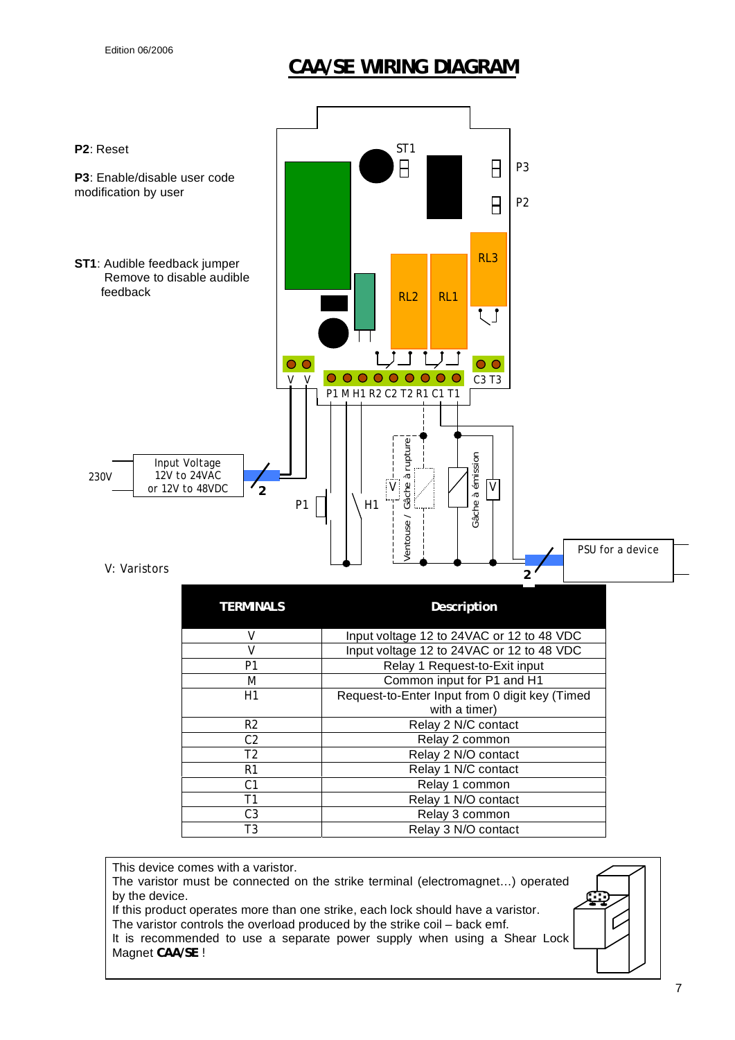Edition 06/2006

# CAA/SE WIRING DIAGRAM

**P2**: Reset

**P3**: Enable/disable user code modification by user

**ST1**: Audible feedback jumper
Remove to disable audible feedback

V: Varistors

| TERMINALS | Description |
|---|---|
| V | Input voltage 12 to 24VAC or 12 to 48 VDC |
| V | Input voltage 12 to 24VAC or 12 to 48 VDC |
| P1 | Relay 1 Request-to-Exit input |
| M | Common input for P1 and H1 |
| H1 | Request-to-Enter Input from 0 digit key (Timed with a timer) |
| R2 | Relay 2 N/C contact |
| C2 | Relay 2 common |
| T2 | Relay 2 N/O contact |
| R1 | Relay 1 N/C contact |
| C1 | Relay 1 common |
| T1 | Relay 1 N/O contact |
| C3 | Relay 3 common |
| T3 | Relay 3 N/O contact |

This device comes with a varistor.
The varistor must be connected on the strike terminal (electromagnet…) operated by the device.
If this product operates more than one strike, each lock should have a varistor.
The varistor controls the overload produced by the strike coil – back emf.
It is recommended to use a separate power supply when using a Shear Lock Magnet **CAA/SE** !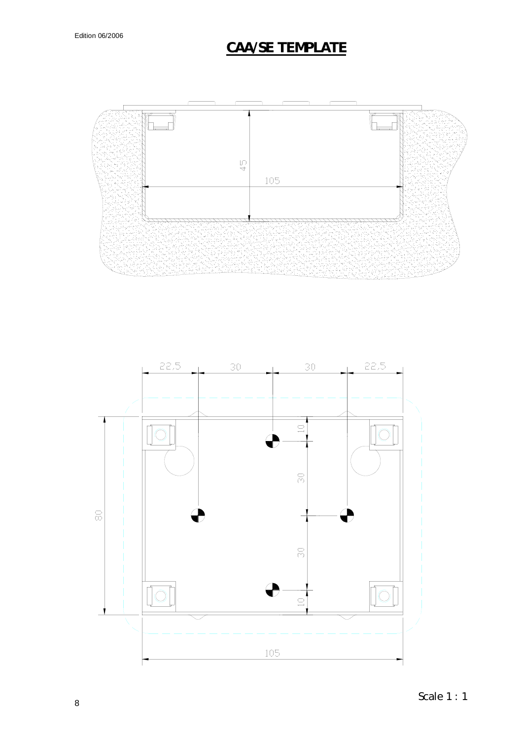# CAA/SE TEMPLATE

45

105

22,5 30 30 22,5

10

30

30

10

80

105

Scale 1 : 1